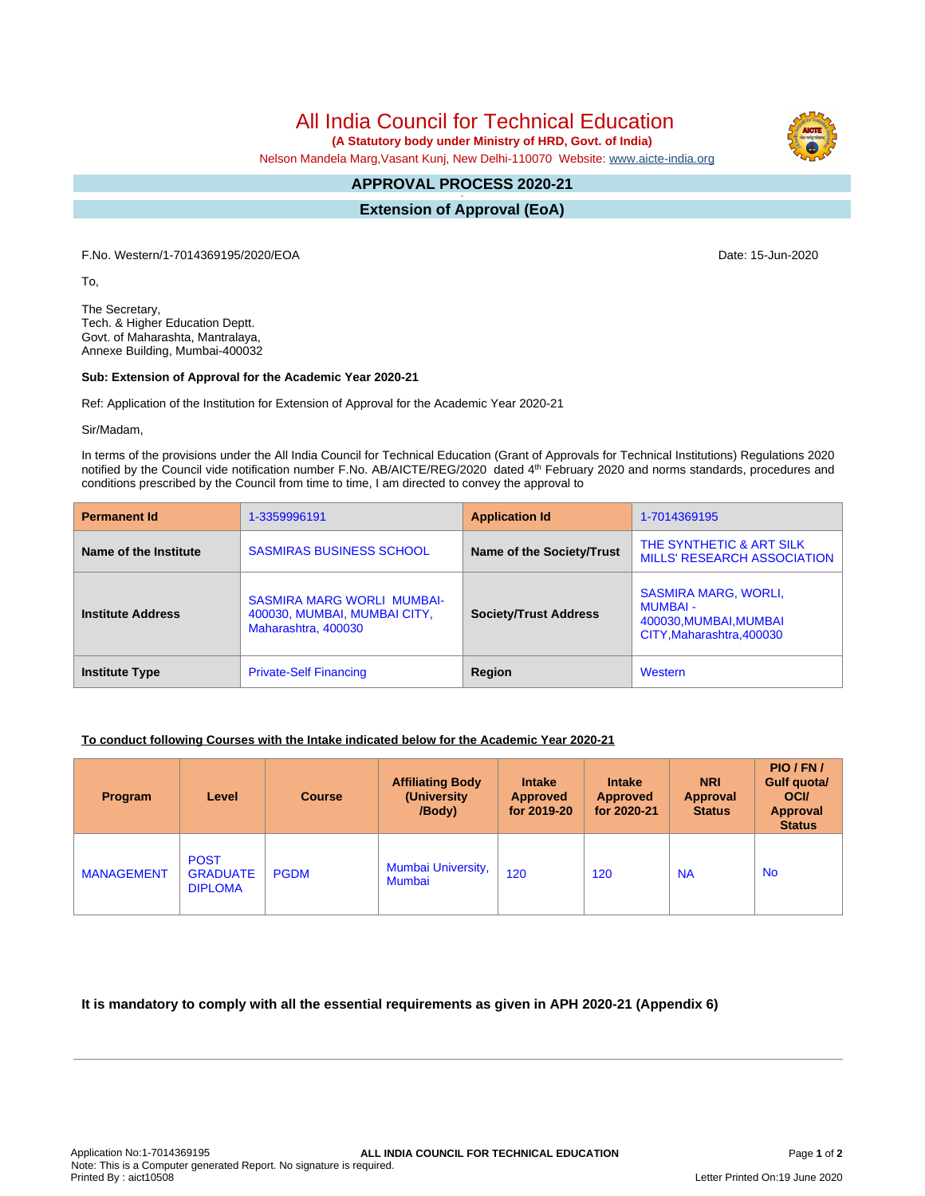# All India Council for Technical Education

**(A Statutory body under Ministry of HRD, Govt. of India)**

Nelson Mandela Marg,Vasant Kunj, New Delhi-110070 Website: www.aicte-india.org

## APPROVAL PROCESS 2020-21

## Extension of Approval (EoA)

F.No. Western/1-7014369195/2020/EOA

Date: 15-Jun-2020

To,

The Secretary,
Tech. & Higher Education Deptt.
Govt. of Maharashta, Mantralaya,
Annexe Building, Mumbai-400032

**Sub: Extension of Approval for the Academic Year 2020-21**

Ref: Application of the Institution for Extension of Approval for the Academic Year 2020-21

Sir/Madam,

In terms of the provisions under the All India Council for Technical Education (Grant of Approvals for Technical Institutions) Regulations 2020 notified by the Council vide notification number F.No. AB/AICTE/REG/2020 dated 4th February 2020 and norms standards, procedures and conditions prescribed by the Council from time to time, I am directed to convey the approval to

| **Permanent Id** | 1-3359996191 | **Application Id** | 1-7014369195 |
|---|---|---|---|
| **Name of the Institute** | SASMIRAS BUSINESS SCHOOL | **Name of the Society/Trust** | THE SYNTHETIC & ART SILK MILLS' RESEARCH ASSOCIATION |
| **Institute Address** | SASMIRA MARG WORLI MUMBAI-400030, MUMBAI, MUMBAI CITY, Maharashtra, 400030 | **Society/Trust Address** | SASMIRA MARG, WORLI, MUMBAI - 400030,MUMBAI,MUMBAI CITY,Maharashtra,400030 |
| **Institute Type** | Private-Self Financing | **Region** | Western |

**To conduct following Courses with the Intake indicated below for the Academic Year 2020-21**

| Program | Level | Course | Affiliating Body (University /Body) | Intake Approved for 2019-20 | Intake Approved for 2020-21 | NRI Approval Status | PIO / FN / Gulf quota/ OCI/ Approval Status |
|---|---|---|---|---|---|---|---|
| MANAGEMENT | POST GRADUATE DIPLOMA | PGDM | Mumbai University, Mumbai | 120 | 120 | NA | No |

**It is mandatory to comply with all the essential requirements as given in APH 2020-21 (Appendix 6)**

Application No:1-7014369195
Note: This is a Computer generated Report. No signature is required.
Printed By : aict10508

Letter Printed On:19 June 2020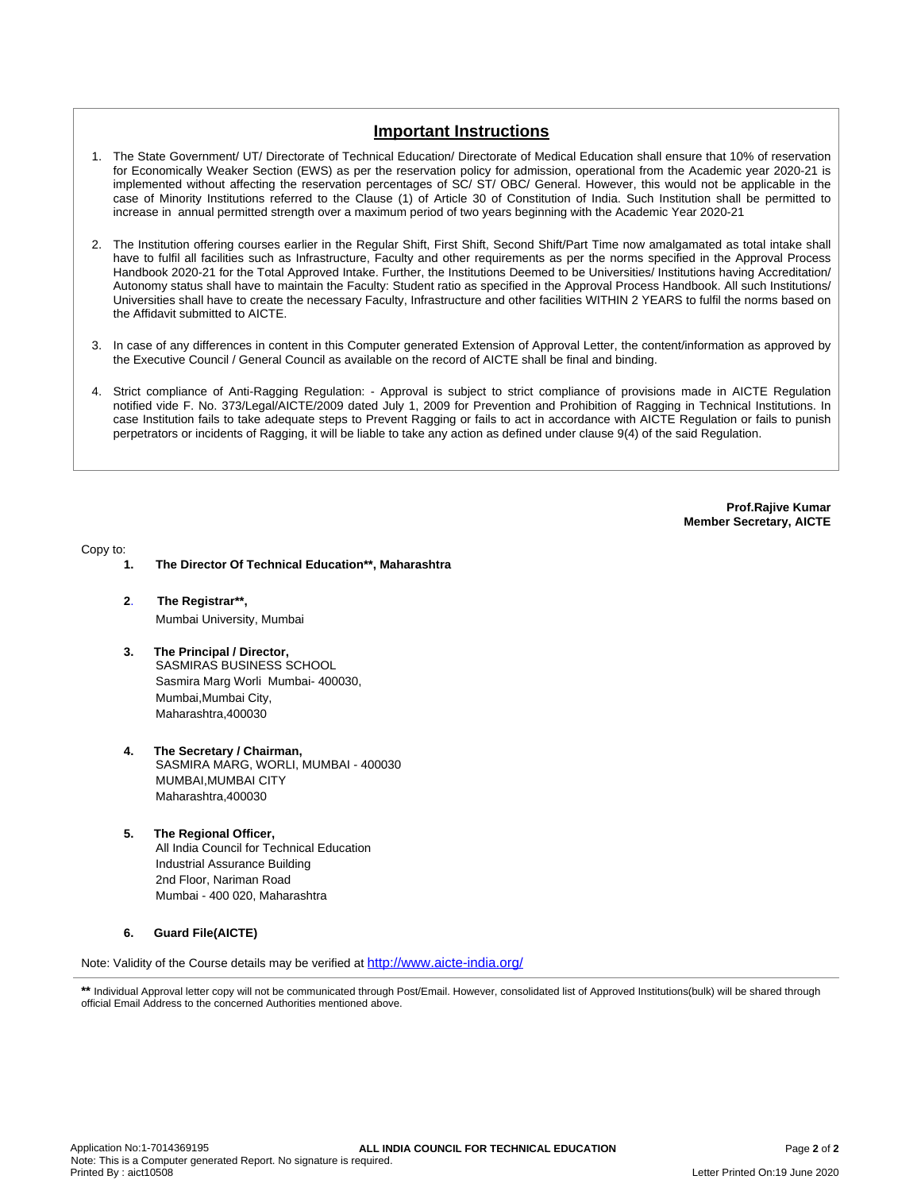## Important Instructions

1. The State Government/ UT/ Directorate of Technical Education/ Directorate of Medical Education shall ensure that 10% of reservation for Economically Weaker Section (EWS) as per the reservation policy for admission, operational from the Academic year 2020-21 is implemented without affecting the reservation percentages of SC/ ST/ OBC/ General. However, this would not be applicable in the case of Minority Institutions referred to the Clause (1) of Article 30 of Constitution of India. Such Institution shall be permitted to increase in annual permitted strength over a maximum period of two years beginning with the Academic Year 2020-21

2. The Institution offering courses earlier in the Regular Shift, First Shift, Second Shift/Part Time now amalgamated as total intake shall have to fulfil all facilities such as Infrastructure, Faculty and other requirements as per the norms specified in the Approval Process Handbook 2020-21 for the Total Approved Intake. Further, the Institutions Deemed to be Universities/ Institutions having Accreditation/ Autonomy status shall have to maintain the Faculty: Student ratio as specified in the Approval Process Handbook. All such Institutions/ Universities shall have to create the necessary Faculty, Infrastructure and other facilities WITHIN 2 YEARS to fulfil the norms based on the Affidavit submitted to AICTE.

3. In case of any differences in content in this Computer generated Extension of Approval Letter, the content/information as approved by the Executive Council / General Council as available on the record of AICTE shall be final and binding.

4. Strict compliance of Anti-Ragging Regulation: - Approval is subject to strict compliance of provisions made in AICTE Regulation notified vide F. No. 373/Legal/AICTE/2009 dated July 1, 2009 for Prevention and Prohibition of Ragging in Technical Institutions. In case Institution fails to take adequate steps to Prevent Ragging or fails to act in accordance with AICTE Regulation or fails to punish perpetrators or incidents of Ragging, it will be liable to take any action as defined under clause 9(4) of the said Regulation.

**Prof.Rajive Kumar**
**Member Secretary, AICTE**

Copy to:

1. **The Director Of Technical Education\*\*, Maharashtra**

2. **The Registrar\*\*,**
   Mumbai University, Mumbai

3. **The Principal / Director,**
   SASMIRAS BUSINESS SCHOOL
   Sasmira Marg Worli Mumbai- 400030,
   Mumbai,Mumbai City,
   Maharashtra,400030

4. **The Secretary / Chairman,**
   SASMIRA MARG, WORLI, MUMBAI - 400030
   MUMBAI,MUMBAI CITY
   Maharashtra,400030

5. **The Regional Officer,**
   All India Council for Technical Education
   Industrial Assurance Building
   2nd Floor, Nariman Road
   Mumbai - 400 020, Maharashtra

6. **Guard File(AICTE)**

Note: Validity of the Course details may be verified at http://www.aicte-india.org/

**\*\*** Individual Approval letter copy will not be communicated through Post/Email. However, consolidated list of Approved Institutions(bulk) will be shared through official Email Address to the concerned Authorities mentioned above.

Application No:1-7014369195
Note: This is a Computer generated Report. No signature is required.
Printed By : aict10508
Letter Printed On:19 June 2020